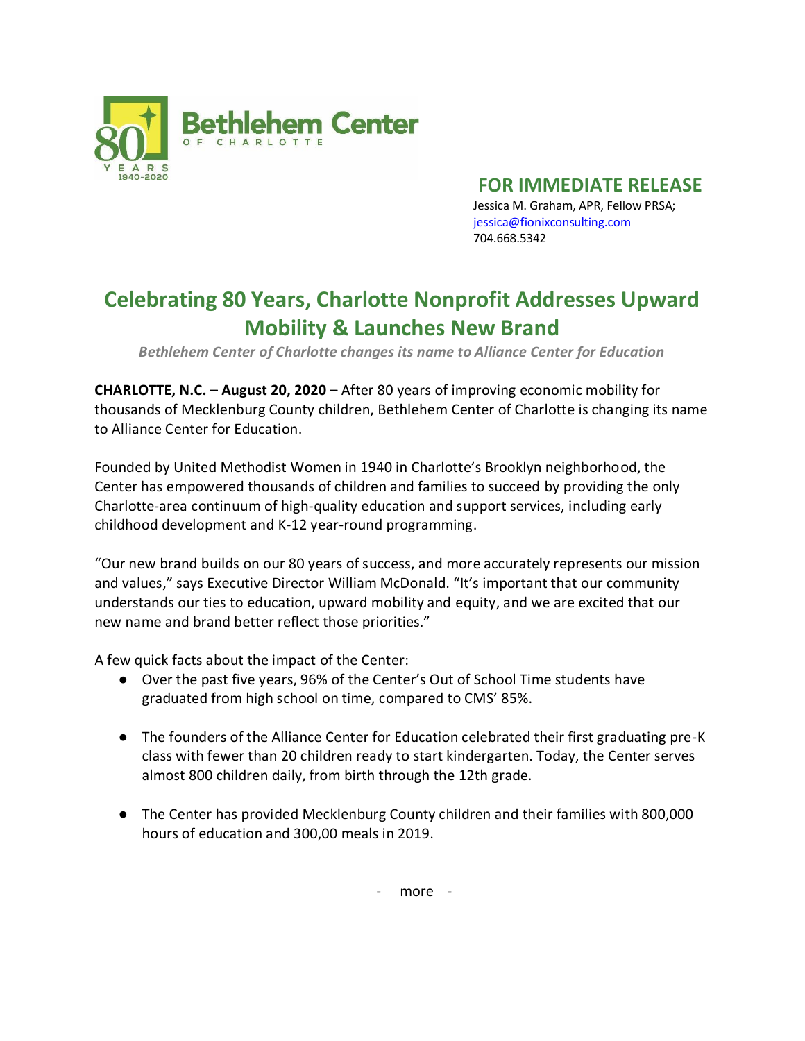Bethlehem Center OF CHARLOTTE

80 YEARS 1940-2020

**FOR IMMEDIATE RELEASE**

Jessica M. Graham, APR, Fellow PRSA;
jessica@fionixconsulting.com
704.668.5342

# Celebrating 80 Years, Charlotte Nonprofit Addresses Upward Mobility & Launches New Brand

*Bethlehem Center of Charlotte changes its name to Alliance Center for Education*

**CHARLOTTE, N.C. – August 20, 2020 –** After 80 years of improving economic mobility for thousands of Mecklenburg County children, Bethlehem Center of Charlotte is changing its name to Alliance Center for Education.

Founded by United Methodist Women in 1940 in Charlotte's Brooklyn neighborhood, the Center has empowered thousands of children and families to succeed by providing the only Charlotte-area continuum of high-quality education and support services, including early childhood development and K-12 year-round programming.

"Our new brand builds on our 80 years of success, and more accurately represents our mission and values," says Executive Director William McDonald. "It's important that our community understands our ties to education, upward mobility and equity, and we are excited that our new name and brand better reflect those priorities."

A few quick facts about the impact of the Center:

- Over the past five years, 96% of the Center's Out of School Time students have graduated from high school on time, compared to CMS' 85%.
- The founders of the Alliance Center for Education celebrated their first graduating pre-K class with fewer than 20 children ready to start kindergarten. Today, the Center serves almost 800 children daily, from birth through the 12th grade.
- The Center has provided Mecklenburg County children and their families with 800,000 hours of education and 300,00 meals in 2019.

- more -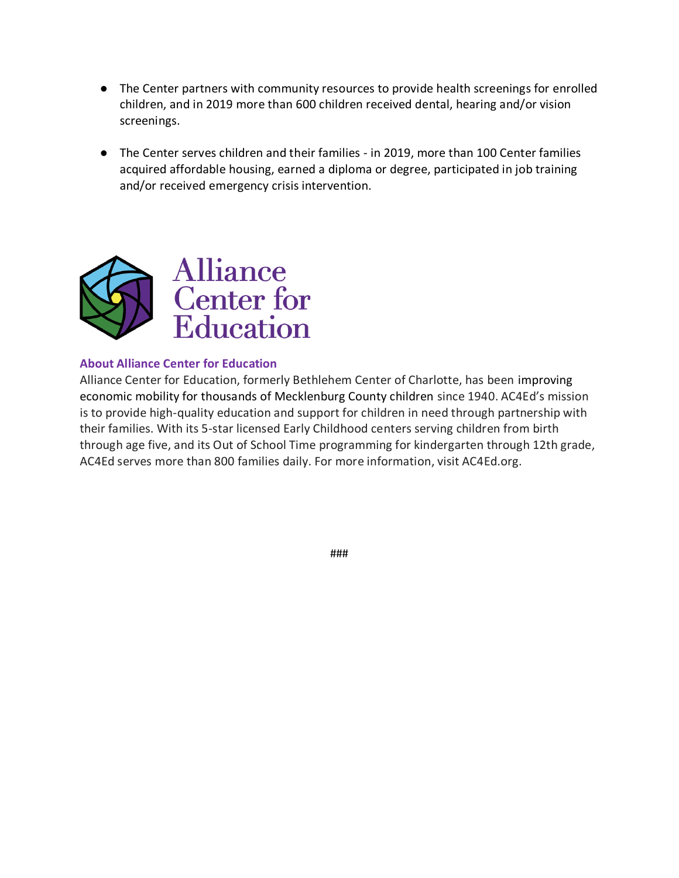- The Center partners with community resources to provide health screenings for enrolled children, and in 2019 more than 600 children received dental, hearing and/or vision screenings.

- The Center serves children and their families - in 2019, more than 100 Center families acquired affordable housing, earned a diploma or degree, participated in job training and/or received emergency crisis intervention.

Alliance Center for Education

**About Alliance Center for Education**

Alliance Center for Education, formerly Bethlehem Center of Charlotte, has been improving economic mobility for thousands of Mecklenburg County children since 1940. AC4Ed's mission is to provide high-quality education and support for children in need through partnership with their families. With its 5-star licensed Early Childhood centers serving children from birth through age five, and its Out of School Time programming for kindergarten through 12th grade, AC4Ed serves more than 800 families daily. For more information, visit AC4Ed.org.

###